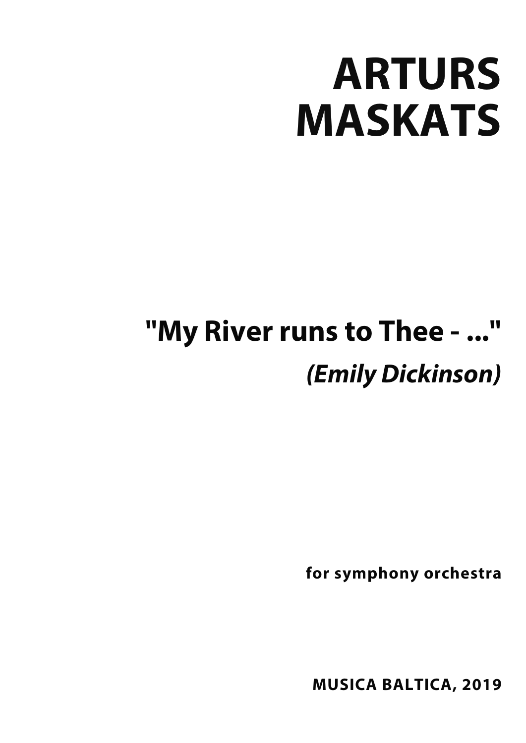# ARTURS MASKATS

## "My River runs to Thee - ..."

***(Emily Dickinson)***

**for symphony orchestra**

**MUSICA BALTICA, 2019**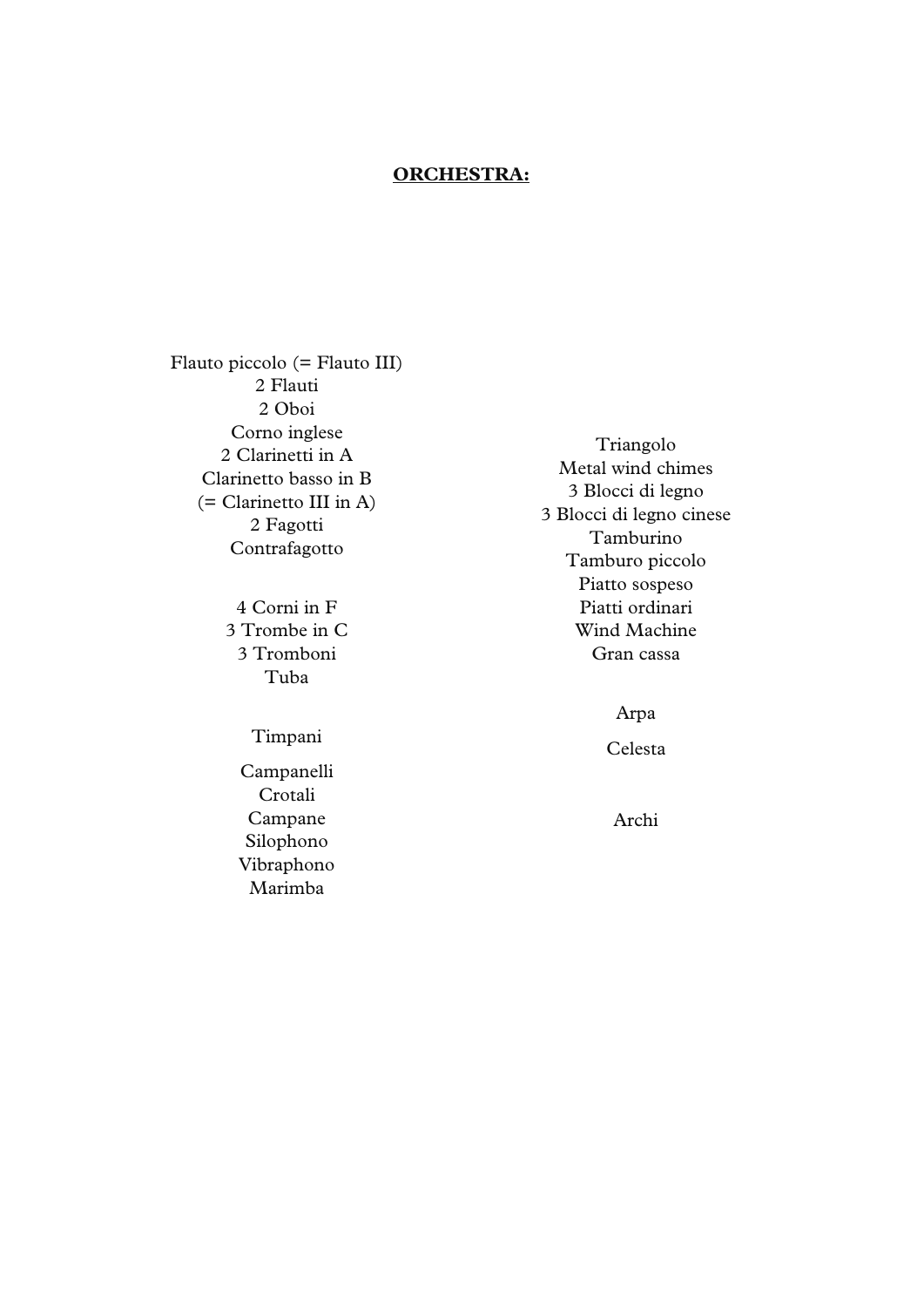**ORCHESTRA:**

Flauto piccolo (= Flauto III)
2 Flauti
2 Oboi
Corno inglese
2 Clarinetti in A
Clarinetto basso in B
(= Clarinetto III in A)
2 Fagotti
Contrafagotto

4 Corni in F
3 Trombe in C
3 Tromboni
Tuba

Timpani

Campanelli
Crotali
Campane
Silophono
Vibraphono
Marimba

Triangolo
Metal wind chimes
3 Blocci di legno
3 Blocci di legno cinese
Tamburino
Tamburo piccolo
Piatto sospeso
Piatti ordinari
Wind Machine
Gran cassa

Arpa

Celesta

Archi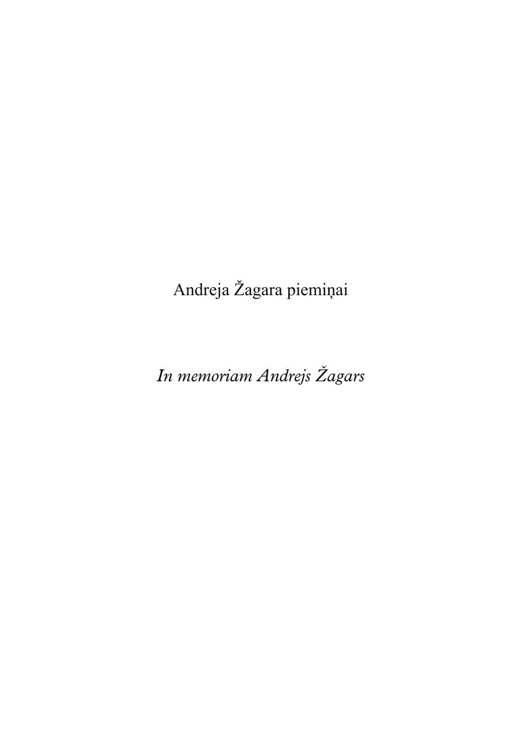Andreja Žagara piemiņai

*In memoriam Andrejs Žagars*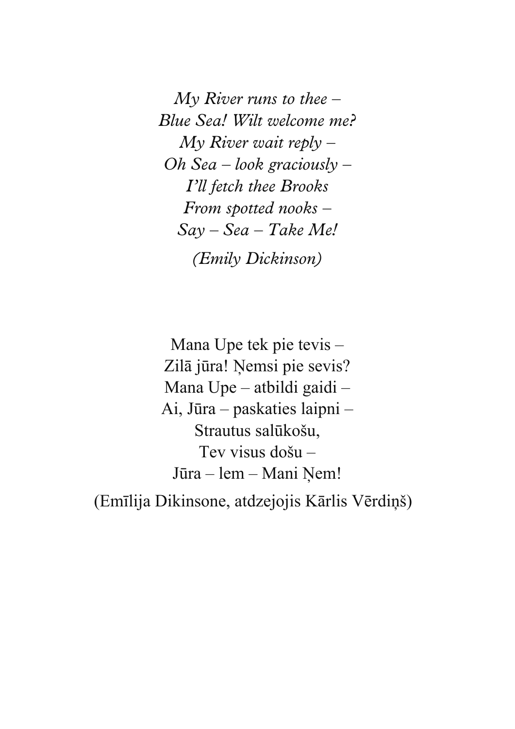*My River runs to thee –*  
*Blue Sea! Wilt welcome me?*  
*My River wait reply –*  
*Oh Sea – look graciously –*  
*I'll fetch thee Brooks*  
*From spotted nooks –*  
*Say – Sea – Take Me!*

*(Emily Dickinson)*

Mana Upe tek pie tevis –  
Zilā jūra! Ņemsi pie sevis?  
Mana Upe – atbildi gaidi –  
Ai, Jūra – paskaties laipni –  
Strautus salūkošu,  
Tev visus došu –  
Jūra – lem – Mani Ņem!

(Emīlija Dikinsone, atdzejojis Kārlis Vērdiņš)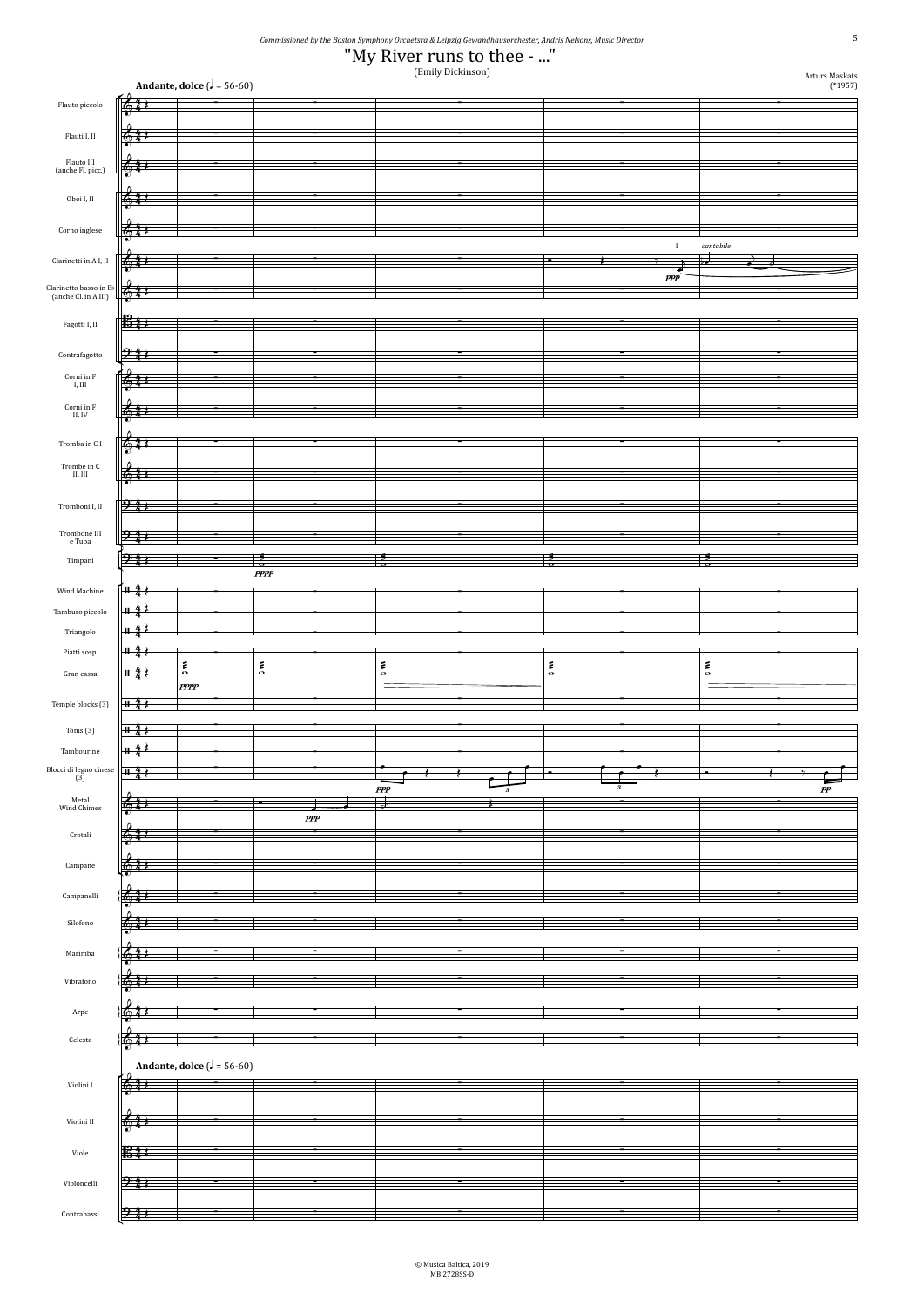*Commissioned by the Boston Symphony Orchetsra & Leipzig Gewandhausorchester, Andris Nelsons, Music Director*

# "My River runs to thee - ..."

(Emily Dickinson)

Arturs Maskats (*1957)

**Andante, dolce** (♩ = 56-60)

Flauto piccolo
Flauti I, II
Flauto III (anche Fl. picc.)
Oboi I, II
Corno inglese
Clarinetti in A I, II
Clarinetto basso in B♭ (anche Cl. in A III)
Fagotti I, II
Contrafagotto
Corni in F I, III
Corni in F II, IV
Tromba in C I
Trombe in C II, III
Tromboni I, II
Trombone III e Tuba
Timpani
Wind Machine
Tamburo piccolo
Triangolo
Piatti sosp.
Gran cassa
Temple blocks (3)
Toms (3)
Tambourine
Blocci di legno cinese (3)
Metal Wind Chimes
Crotali
Campane
Campanelli
Silofono
Marimba
Vibrafono
Arpe
Celesta
Violini I
Violini II
Viole
Violoncelli
Contrabassi

© Musica Baltica, 2019
MB 2728SS-D